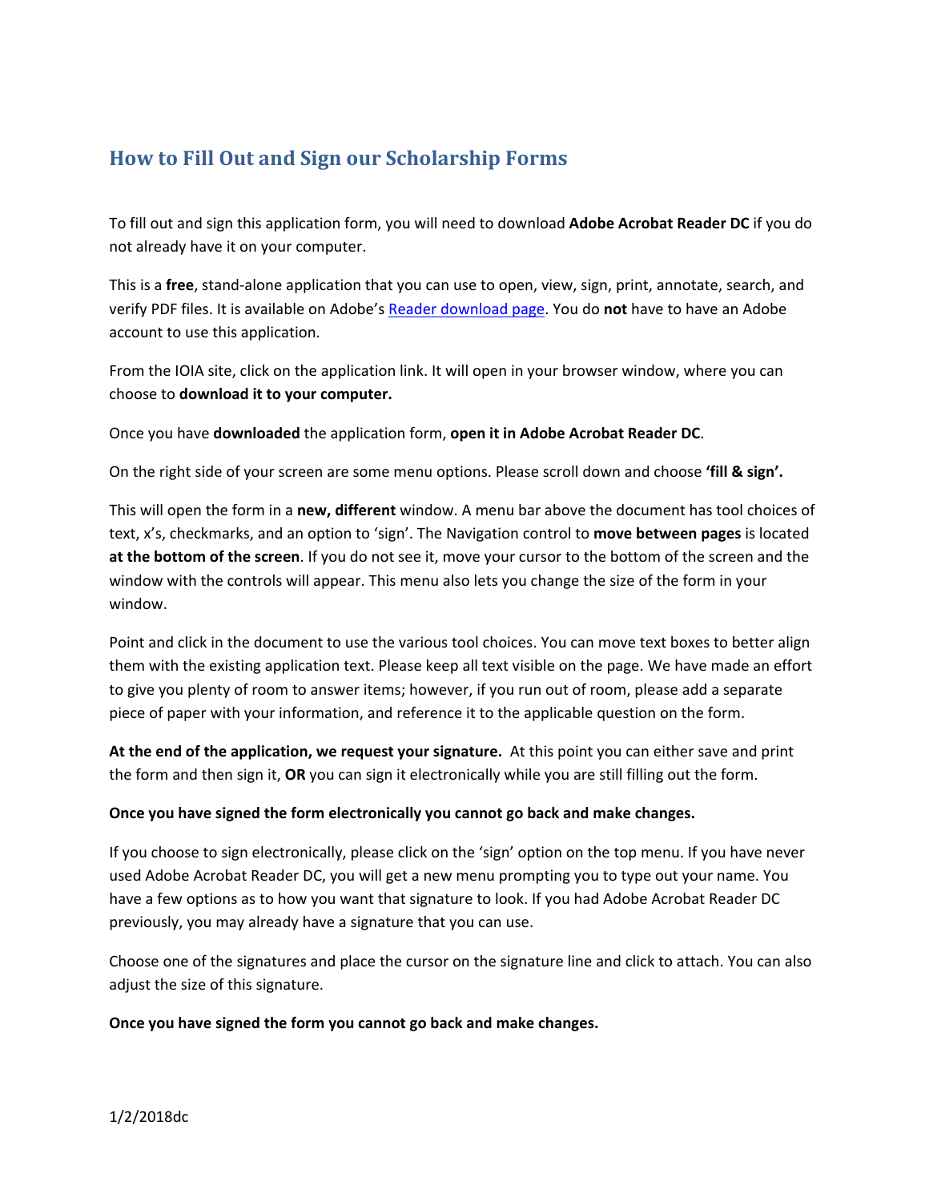## How to Fill Out and Sign our Scholarship Forms

To fill out and sign this application form, you will need to download **Adobe Acrobat Reader DC** if you do not already have it on your computer.

This is a **free**, stand-alone application that you can use to open, view, sign, print, annotate, search, and verify PDF files. It is available on Adobe's Reader download page. You do **not** have to have an Adobe account to use this application.

From the IOIA site, click on the application link. It will open in your browser window, where you can choose to **download it to your computer.**

Once you have **downloaded** the application form, **open it in Adobe Acrobat Reader DC**.

On the right side of your screen are some menu options. Please scroll down and choose **'fill & sign'.**

This will open the form in a **new, different** window. A menu bar above the document has tool choices of text, x's, checkmarks, and an option to 'sign'. The Navigation control to **move between pages** is located **at the bottom of the screen**. If you do not see it, move your cursor to the bottom of the screen and the window with the controls will appear. This menu also lets you change the size of the form in your window.

Point and click in the document to use the various tool choices. You can move text boxes to better align them with the existing application text. Please keep all text visible on the page. We have made an effort to give you plenty of room to answer items; however, if you run out of room, please add a separate piece of paper with your information, and reference it to the applicable question on the form.

**At the end of the application, we request your signature.** At this point you can either save and print the form and then sign it, **OR** you can sign it electronically while you are still filling out the form.

**Once you have signed the form electronically you cannot go back and make changes.**

If you choose to sign electronically, please click on the 'sign' option on the top menu. If you have never used Adobe Acrobat Reader DC, you will get a new menu prompting you to type out your name. You have a few options as to how you want that signature to look. If you had Adobe Acrobat Reader DC previously, you may already have a signature that you can use.

Choose one of the signatures and place the cursor on the signature line and click to attach. You can also adjust the size of this signature.

**Once you have signed the form you cannot go back and make changes.**

1/2/2018dc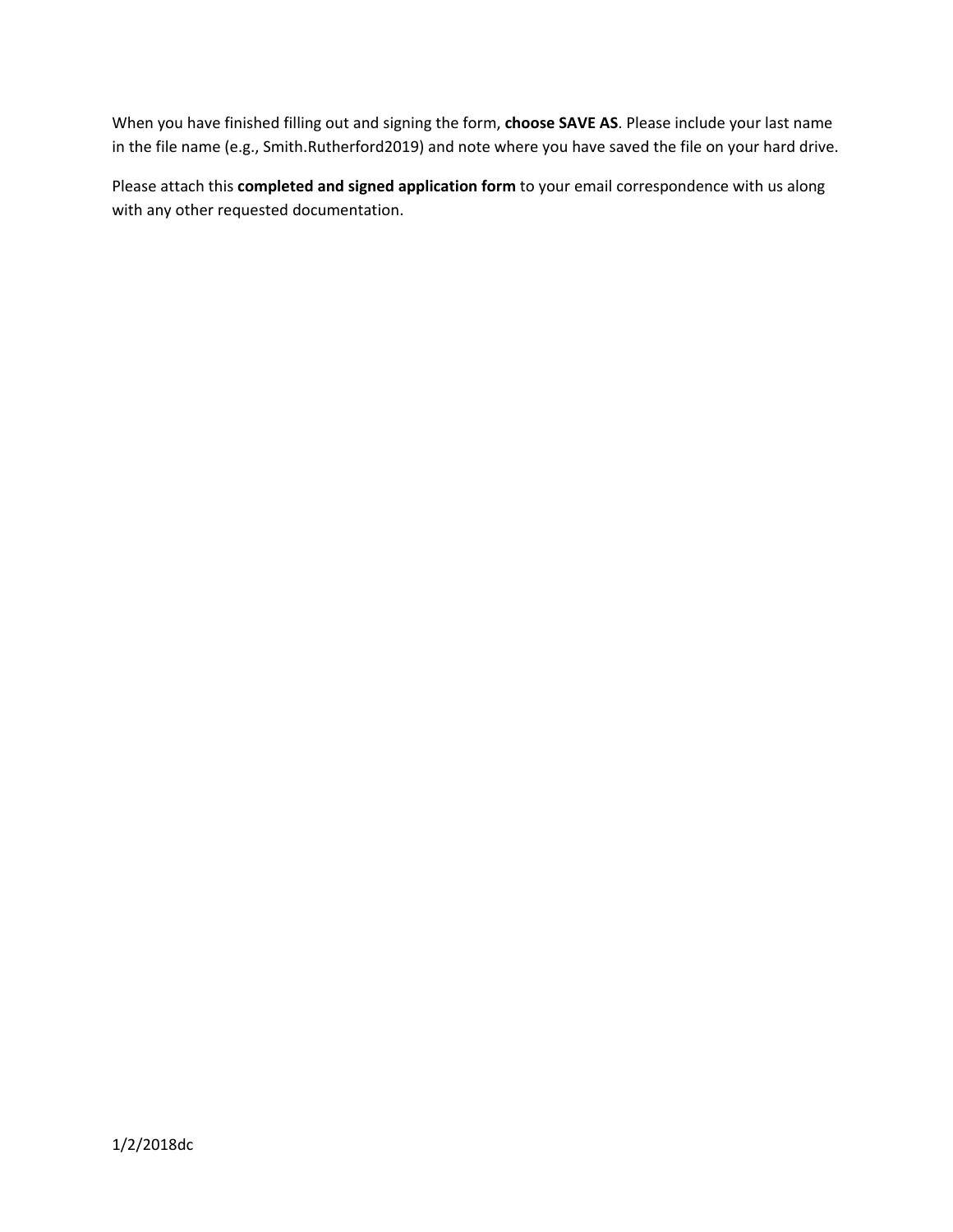When you have finished filling out and signing the form, **choose SAVE AS**. Please include your last name in the file name (e.g., Smith.Rutherford2019) and note where you have saved the file on your hard drive.

Please attach this **completed and signed application form** to your email correspondence with us along with any other requested documentation.

1/2/2018dc